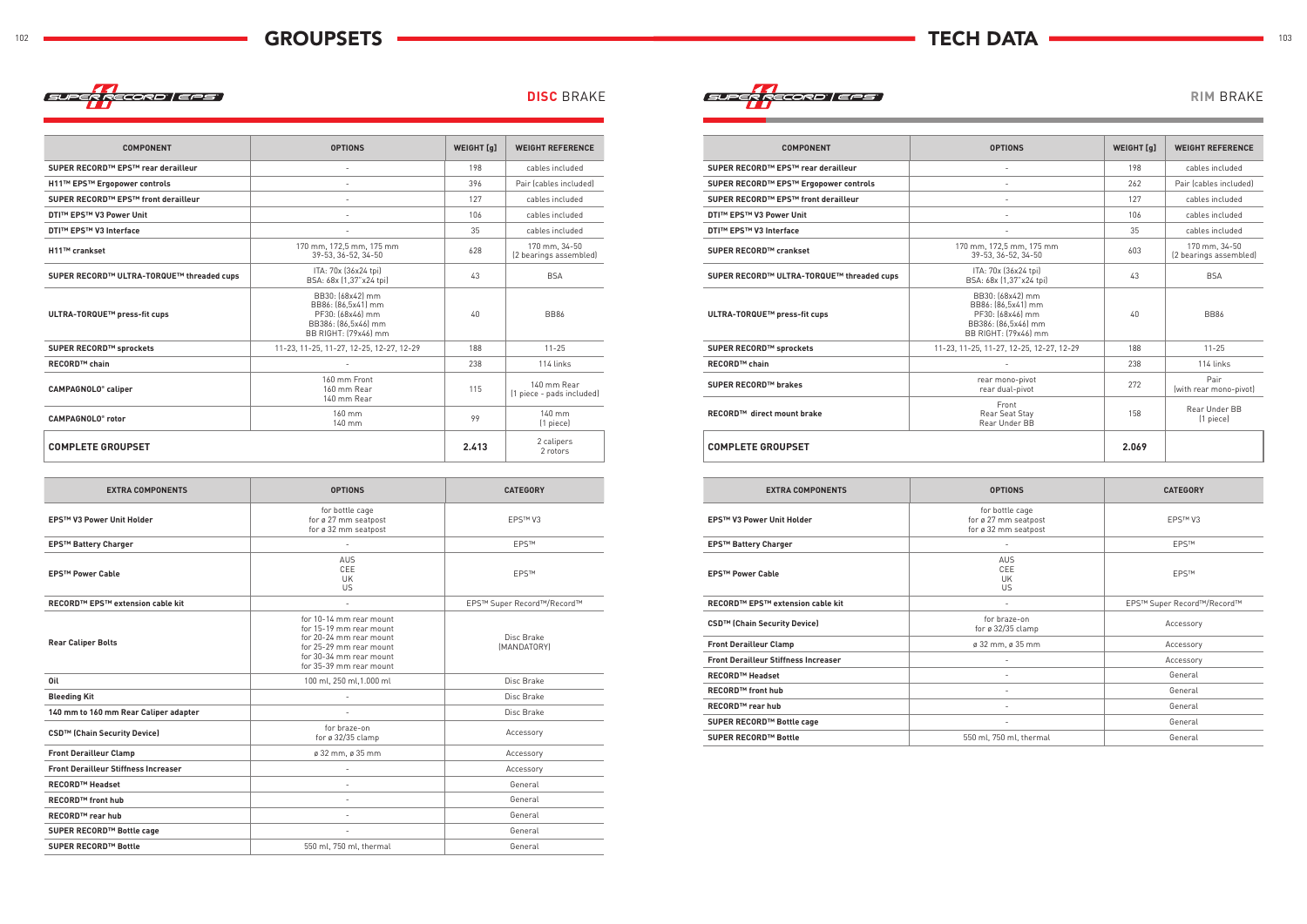# GROUPSETS

## SUPER RECORD EPS — DISC BRAKE

| COMPONENT | OPTIONS | WEIGHT [g] | WEIGHT REFERENCE |
|---|---|---|---|
| SUPER RECORD™ EPS™ rear derailleur | - | 198 | cables included |
| H11™ EPS™ Ergopower controls | - | 396 | Pair (cables included) |
| SUPER RECORD™ EPS™ front derailleur | - | 127 | cables included |
| DTI™ EPS™ V3 Power Unit | - | 106 | cables included |
| DTI™ EPS™ V3 Interface | - | 35 | cables included |
| H11™ crankset | 170 mm, 172,5 mm, 175 mm<br>39-53, 36-52, 34-50 | 628 | 170 mm, 34-50<br>(2 bearings assembled) |
| SUPER RECORD™ ULTRA-TORQUE™ threaded cups | ITA: 70x (36x24 tpi)<br>BSA: 68x (1,37"x24 tpi) | 43 | BSA |
| ULTRA-TORQUE™ press-fit cups | BB30: (68x42) mm<br>BB86: (86,5x41) mm<br>PF30: (68x46) mm<br>BB386: (86,5x46) mm<br>BB RIGHT: (79x46) mm | 40 | BB86 |
| SUPER RECORD™ sprockets | 11-23, 11-25, 11-27, 12-25, 12-27, 12-29 | 188 | 11-25 |
| RECORD™ chain | - | 238 | 114 links |
| CAMPAGNOLO® caliper | 160 mm Front<br>160 mm Rear<br>140 mm Rear | 115 | 140 mm Rear<br>(1 piece - pads included) |
| CAMPAGNOLO® rotor | 160 mm<br>140 mm | 99 | 140 mm<br>(1 piece) |
| **COMPLETE GROUPSET** | | **2.413** | 2 calipers<br>2 rotors |

| EXTRA COMPONENTS | OPTIONS | CATEGORY |
|---|---|---|
| EPS™ V3 Power Unit Holder | for bottle cage<br>for ø 27 mm seatpost<br>for ø 32 mm seatpost | EPS™ V3 |
| EPS™ Battery Charger | - | EPS™ |
| EPS™ Power Cable | AUS<br>CEE<br>UK<br>US | EPS™ |
| RECORD™ EPS™ extension cable kit | - | EPS™ Super Record™/Record™ |
| Rear Caliper Bolts | for 10-14 mm rear mount<br>for 15-19 mm rear mount<br>for 20-24 mm rear mount<br>for 25-29 mm rear mount<br>for 30-34 mm rear mount<br>for 35-39 mm rear mount | Disc Brake<br>(MANDATORY) |
| Oil | 100 ml, 250 ml,1.000 ml | Disc Brake |
| Bleeding Kit | - | Disc Brake |
| 140 mm to 160 mm Rear Caliper adapter | - | Disc Brake |
| CSD™ (Chain Security Device) | for braze-on<br>for ø 32/35 clamp | Accessory |
| Front Derailleur Clamp | ø 32 mm, ø 35 mm | Accessory |
| Front Derailleur Stiffness Increaser | - | Accessory |
| RECORD™ Headset | - | General |
| RECORD™ front hub | - | General |
| RECORD™ rear hub | - | General |
| SUPER RECORD™ Bottle cage | - | General |
| SUPER RECORD™ Bottle | 550 ml, 750 ml, thermal | General |

# TECH DATA

## SUPER RECORD EPS — RIM BRAKE

| COMPONENT | OPTIONS | WEIGHT [g] | WEIGHT REFERENCE |
|---|---|---|---|
| SUPER RECORD™ EPS™ rear derailleur | - | 198 | cables included |
| SUPER RECORD™ EPS™ Ergopower controls | - | 262 | Pair (cables included) |
| SUPER RECORD™ EPS™ front derailleur | - | 127 | cables included |
| DTI™ EPS™ V3 Power Unit | - | 106 | cables included |
| DTI™ EPS™ V3 Interface | - | 35 | cables included |
| SUPER RECORD™ crankset | 170 mm, 172,5 mm, 175 mm<br>39-53, 36-52, 34-50 | 603 | 170 mm, 34-50<br>(2 bearings assembled) |
| SUPER RECORD™ ULTRA-TORQUE™ threaded cups | ITA: 70x (36x24 tpi)<br>BSA: 68x (1,37"x24 tpi) | 43 | BSA |
| ULTRA-TORQUE™ press-fit cups | BB30: (68x42) mm<br>BB86: (86,5x41) mm<br>PF30: (68x46) mm<br>BB386: (86,5x46) mm<br>BB RIGHT: (79x46) mm | 40 | BB86 |
| SUPER RECORD™ sprockets | 11-23, 11-25, 11-27, 12-25, 12-27, 12-29 | 188 | 11-25 |
| RECORD™ chain | - | 238 | 114 links |
| SUPER RECORD™ brakes | rear mono-pivot<br>rear dual-pivot | 272 | Pair<br>(with rear mono-pivot) |
| RECORD™ direct mount brake | Front<br>Rear Seat Stay<br>Rear Under BB | 158 | Rear Under BB<br>(1 piece) |
| **COMPLETE GROUPSET** | | **2.069** | |

| EXTRA COMPONENTS | OPTIONS | CATEGORY |
|---|---|---|
| EPS™ V3 Power Unit Holder | for bottle cage<br>for ø 27 mm seatpost<br>for ø 32 mm seatpost | EPS™ V3 |
| EPS™ Battery Charger | - | EPS™ |
| EPS™ Power Cable | AUS<br>CEE<br>UK<br>US | EPS™ |
| RECORD™ EPS™ extension cable kit | - | EPS™ Super Record™/Record™ |
| CSD™ (Chain Security Device) | for braze-on<br>for ø 32/35 clamp | Accessory |
| Front Derailleur Clamp | ø 32 mm, ø 35 mm | Accessory |
| Front Derailleur Stiffness Increaser | - | Accessory |
| RECORD™ Headset | - | General |
| RECORD™ front hub | - | General |
| RECORD™ rear hub | - | General |
| SUPER RECORD™ Bottle cage | - | General |
| SUPER RECORD™ Bottle | 550 ml, 750 ml, thermal | General |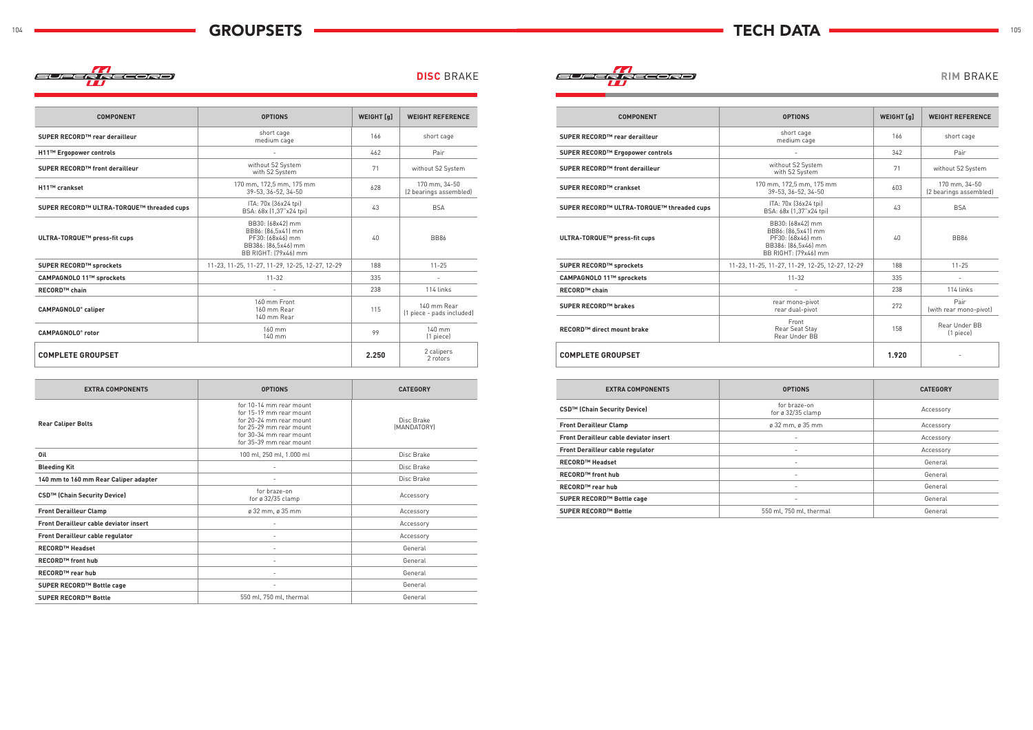# GROUPSETS

## SUPER RECORD — DISC BRAKE

| COMPONENT | OPTIONS | WEIGHT [g] | WEIGHT REFERENCE |
|---|---|---|---|
| **SUPER RECORD™ rear derailleur** | short cage<br>medium cage | 166 | short cage |
| **H11™ Ergopower controls** | - | 462 | Pair |
| **SUPER RECORD™ front derailleur** | without S2 System<br>with S2 System | 71 | without S2 System |
| **H11™ crankset** | 170 mm, 172,5 mm, 175 mm<br>39-53, 36-52, 34-50 | 628 | 170 mm, 34-50<br>(2 bearings assembled) |
| **SUPER RECORD™ ULTRA-TORQUE™ threaded cups** | ITA: 70x (36x24 tpi)<br>BSA: 68x (1,37"x24 tpi) | 43 | BSA |
| **ULTRA-TORQUE™ press-fit cups** | BB30: (68x42) mm<br>BB86: (86,5x41) mm<br>PF30: (68x46) mm<br>BB386: (86,5x46) mm<br>BB RIGHT: (79x46) mm | 40 | BB86 |
| **SUPER RECORD™ sprockets** | 11-23, 11-25, 11-27, 11-29, 12-25, 12-27, 12-29 | 188 | 11-25 |
| **CAMPAGNOLO 11™ sprockets** | 11-32 | 335 | - |
| **RECORD™ chain** | - | 238 | 114 links |
| **CAMPAGNOLO® caliper** | 160 mm Front<br>160 mm Rear<br>140 mm Rear | 115 | 140 mm Rear<br>(1 piece - pads included) |
| **CAMPAGNOLO® rotor** | 160 mm<br>140 mm | 99 | 140 mm<br>(1 piece) |
| **COMPLETE GROUPSET** | | **2.250** | 2 calipers<br>2 rotors |

| EXTRA COMPONENTS | OPTIONS | CATEGORY |
|---|---|---|
| **Rear Caliper Bolts** | for 10-14 mm rear mount<br>for 15-19 mm rear mount<br>for 20-24 mm rear mount<br>for 25-29 mm rear mount<br>for 30-34 mm rear mount<br>for 35-39 mm rear mount | Disc Brake<br>(MANDATORY) |
| **Oil** | 100 ml, 250 ml, 1.000 ml | Disc Brake |
| **Bleeding Kit** | - | Disc Brake |
| **140 mm to 160 mm Rear Caliper adapter** | - | Disc Brake |
| **CSD™ (Chain Security Device)** | for braze-on<br>for ø 32/35 clamp | Accessory |
| **Front Derailleur Clamp** | ø 32 mm, ø 35 mm | Accessory |
| **Front Derailleur cable deviator insert** | - | Accessory |
| **Front Derailleur cable regulator** | - | Accessory |
| **RECORD™ Headset** | - | General |
| **RECORD™ front hub** | - | General |
| **RECORD™ rear hub** | - | General |
| **SUPER RECORD™ Bottle cage** | - | General |
| **SUPER RECORD™ Bottle** | 550 ml, 750 ml, thermal | General |

# TECH DATA

## SUPER RECORD — RIM BRAKE

| COMPONENT | OPTIONS | WEIGHT [g] | WEIGHT REFERENCE |
|---|---|---|---|
| **SUPER RECORD™ rear derailleur** | short cage<br>medium cage | 166 | short cage |
| **SUPER RECORD™ Ergopower controls** | - | 342 | Pair |
| **SUPER RECORD™ front derailleur** | without S2 System<br>with S2 System | 71 | without S2 System |
| **SUPER RECORD™ crankset** | 170 mm, 172,5 mm, 175 mm<br>39-53, 36-52, 34-50 | 603 | 170 mm, 34-50<br>(2 bearings assembled) |
| **SUPER RECORD™ ULTRA-TORQUE™ threaded cups** | ITA: 70x (36x24 tpi)<br>BSA: 68x (1,37"x24 tpi) | 43 | BSA |
| **ULTRA-TORQUE™ press-fit cups** | BB30: (68x42) mm<br>BB86: (86,5x41) mm<br>PF30: (68x46) mm<br>BB386: (86,5x46) mm<br>BB RIGHT: (79x46) mm | 40 | BB86 |
| **SUPER RECORD™ sprockets** | 11-23, 11-25, 11-27, 11-29, 12-25, 12-27, 12-29 | 188 | 11-25 |
| **CAMPAGNOLO 11™ sprockets** | 11-32 | 335 | - |
| **RECORD™ chain** | - | 238 | 114 links |
| **SUPER RECORD™ brakes** | rear mono-pivot<br>rear dual-pivot | 272 | Pair<br>(with rear mono-pivot) |
| **RECORD™ direct mount brake** | Front<br>Rear Seat Stay<br>Rear Under BB | 158 | Rear Under BB<br>(1 piece) |
| **COMPLETE GROUPSET** | | **1.920** | - |

| EXTRA COMPONENTS | OPTIONS | CATEGORY |
|---|---|---|
| **CSD™ (Chain Security Device)** | for braze-on<br>for ø 32/35 clamp | Accessory |
| **Front Derailleur Clamp** | ø 32 mm, ø 35 mm | Accessory |
| **Front Derailleur cable deviator insert** | - | Accessory |
| **Front Derailleur cable regulator** | - | Accessory |
| **RECORD™ Headset** | - | General |
| **RECORD™ front hub** | - | General |
| **RECORD™ rear hub** | - | General |
| **SUPER RECORD™ Bottle cage** | - | General |
| **SUPER RECORD™ Bottle** | 550 ml, 750 ml, thermal | General |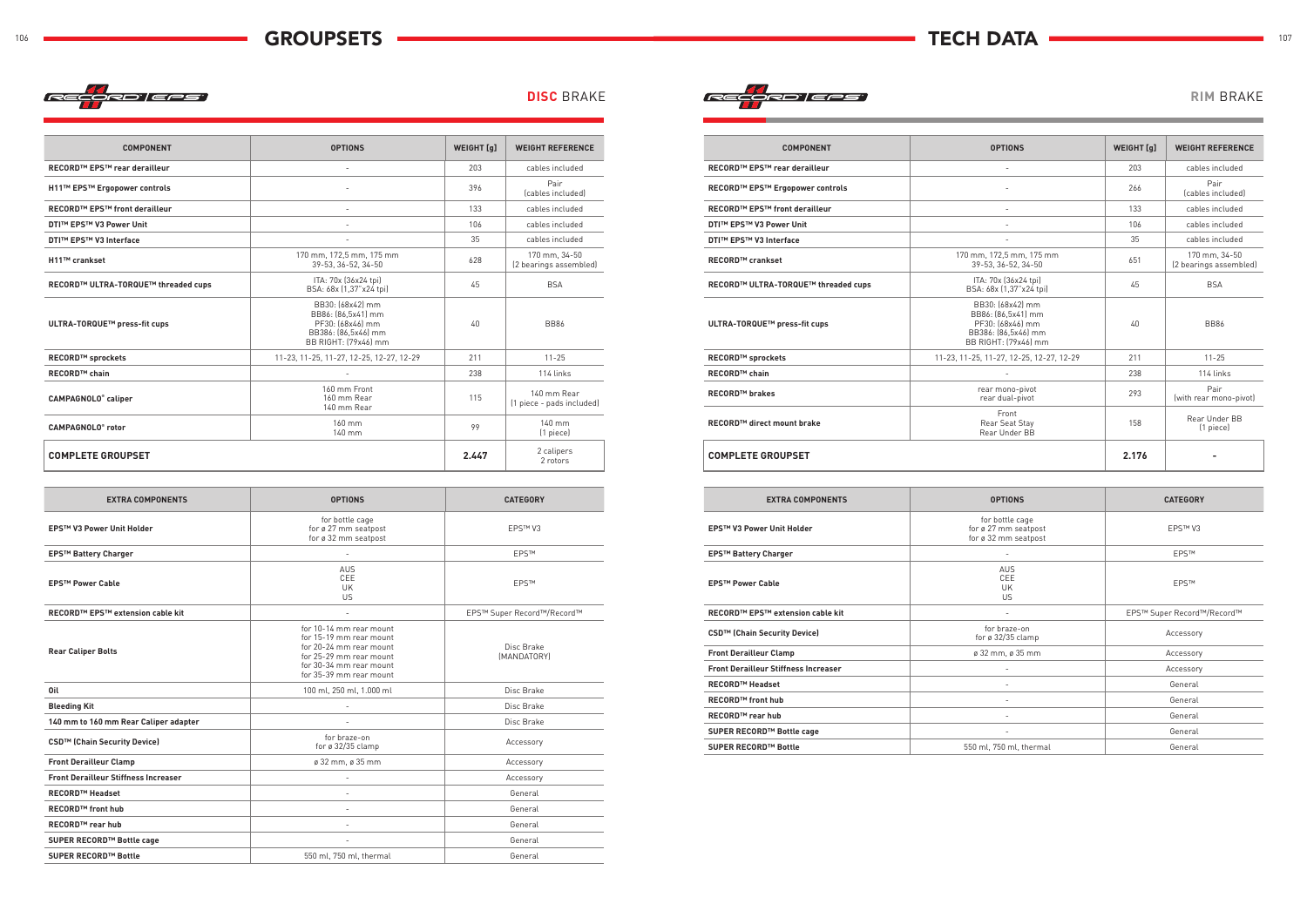# GROUPSETS

## DISC BRAKE

| COMPONENT | OPTIONS | WEIGHT [g] | WEIGHT REFERENCE |
|---|---|---|---|
| RECORD™ EPS™ rear derailleur | - | 203 | cables included |
| H11™ EPS™ Ergopower controls | - | 396 | Pair (cables included) |
| RECORD™ EPS™ front derailleur | - | 133 | cables included |
| DTI™ EPS™ V3 Power Unit | - | 106 | cables included |
| DTI™ EPS™ V3 Interface | - | 35 | cables included |
| H11™ crankset | 170 mm, 172,5 mm, 175 mm 39-53, 36-52, 34-50 | 628 | 170 mm, 34-50 (2 bearings assembled) |
| RECORD™ ULTRA-TORQUE™ threaded cups | ITA: 70x (36x24 tpi) BSA: 68x (1,37"x24 tpi) | 45 | BSA |
| ULTRA-TORQUE™ press-fit cups | BB30: (68x42) mm BB86: (86,5x41) mm PF30: (68x46) mm BB386: (86,5x46) mm BB RIGHT: (79x46) mm | 40 | BB86 |
| RECORD™ sprockets | 11-23, 11-25, 11-27, 12-25, 12-27, 12-29 | 211 | 11-25 |
| RECORD™ chain | - | 238 | 114 links |
| CAMPAGNOLO® caliper | 160 mm Front 160 mm Rear 140 mm Rear | 115 | 140 mm Rear (1 piece - pads included) |
| CAMPAGNOLO® rotor | 160 mm 140 mm | 99 | 140 mm (1 piece) |
| **COMPLETE GROUPSET** | | **2.447** | 2 calipers 2 rotors |

| EXTRA COMPONENTS | OPTIONS | CATEGORY |
|---|---|---|
| EPS™ V3 Power Unit Holder | for bottle cage for ø 27 mm seatpost for ø 32 mm seatpost | EPS™ V3 |
| EPS™ Battery Charger | - | EPS™ |
| EPS™ Power Cable | AUS CEE UK US | EPS™ |
| RECORD™ EPS™ extension cable kit | - | EPS™ Super Record™/Record™ |
| Rear Caliper Bolts | for 10-14 mm rear mount for 15-19 mm rear mount for 20-24 mm rear mount for 25-29 mm rear mount for 30-34 mm rear mount for 35-39 mm rear mount | Disc Brake (MANDATORY) |
| Oil | 100 ml, 250 ml, 1.000 ml | Disc Brake |
| Bleeding Kit | - | Disc Brake |
| 140 mm to 160 mm Rear Caliper adapter | - | Disc Brake |
| CSD™ (Chain Security Device) | for braze-on for ø 32/35 clamp | Accessory |
| Front Derailleur Clamp | ø 32 mm, ø 35 mm | Accessory |
| Front Derailleur Stiffness Increaser | - | Accessory |
| RECORD™ Headset | - | General |
| RECORD™ front hub | - | General |
| RECORD™ rear hub | - | General |
| SUPER RECORD™ Bottle cage | - | General |
| SUPER RECORD™ Bottle | 550 ml, 750 ml, thermal | General |

# TECH DATA

## RIM BRAKE

| COMPONENT | OPTIONS | WEIGHT [g] | WEIGHT REFERENCE |
|---|---|---|---|
| RECORD™ EPS™ rear derailleur | - | 203 | cables included |
| RECORD™ EPS™ Ergopower controls | - | 266 | Pair (cables included) |
| RECORD™ EPS™ front derailleur | - | 133 | cables included |
| DTI™ EPS™ V3 Power Unit | - | 106 | cables included |
| DTI™ EPS™ V3 Interface | - | 35 | cables included |
| RECORD™ crankset | 170 mm, 172,5 mm, 175 mm 39-53, 36-52, 34-50 | 651 | 170 mm, 34-50 (2 bearings assembled) |
| RECORD™ ULTRA-TORQUE™ threaded cups | ITA: 70x (36x24 tpi) BSA: 68x (1,37"x24 tpi) | 45 | BSA |
| ULTRA-TORQUE™ press-fit cups | BB30: (68x42) mm BB86: (86,5x41) mm PF30: (68x46) mm BB386: (86,5x46) mm BB RIGHT: (79x46) mm | 40 | BB86 |
| RECORD™ sprockets | 11-23, 11-25, 11-27, 12-25, 12-27, 12-29 | 211 | 11-25 |
| RECORD™ chain | - | 238 | 114 links |
| RECORD™ brakes | rear mono-pivot rear dual-pivot | 293 | Pair (with rear mono-pivot) |
| RECORD™ direct mount brake | Front Rear Seat Stay Rear Under BB | 158 | Rear Under BB (1 piece) |
| **COMPLETE GROUPSET** | | **2.176** | - |

| EXTRA COMPONENTS | OPTIONS | CATEGORY |
|---|---|---|
| EPS™ V3 Power Unit Holder | for bottle cage for ø 27 mm seatpost for ø 32 mm seatpost | EPS™ V3 |
| EPS™ Battery Charger | - | EPS™ |
| EPS™ Power Cable | AUS CEE UK US | EPS™ |
| RECORD™ EPS™ extension cable kit | - | EPS™ Super Record™/Record™ |
| CSD™ (Chain Security Device) | for braze-on for ø 32/35 clamp | Accessory |
| Front Derailleur Clamp | ø 32 mm, ø 35 mm | Accessory |
| Front Derailleur Stiffness Increaser | - | Accessory |
| RECORD™ Headset | - | General |
| RECORD™ front hub | - | General |
| RECORD™ rear hub | - | General |
| SUPER RECORD™ Bottle cage | - | General |
| SUPER RECORD™ Bottle | 550 ml, 750 ml, thermal | General |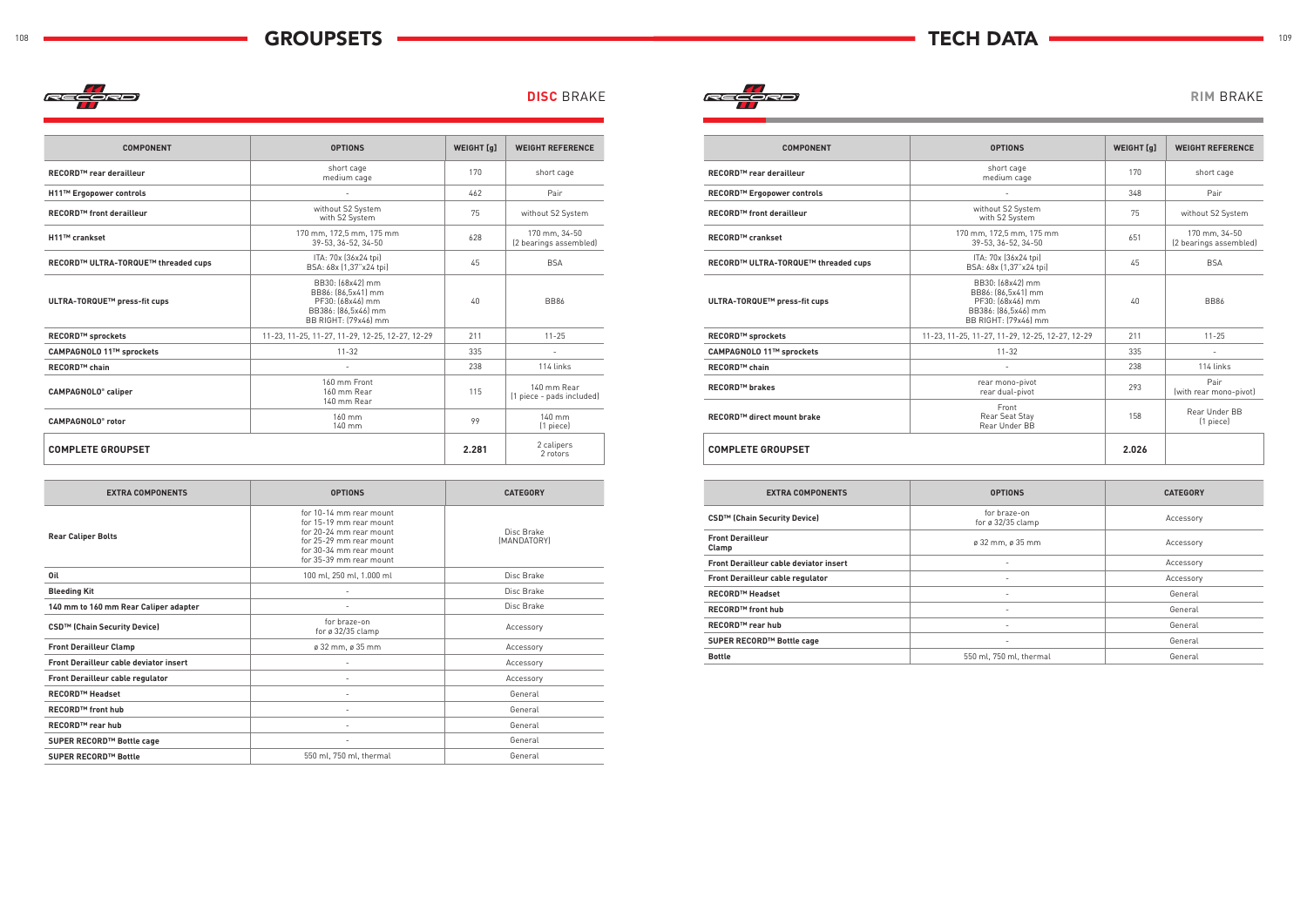# GROUPSETS

## DISC BRAKE

| COMPONENT | OPTIONS | WEIGHT [g] | WEIGHT REFERENCE |
|---|---|---|---|
| **RECORD™ rear derailleur** | short cage<br>medium cage | 170 | short cage |
| **H11™ Ergopower controls** | - | 462 | Pair |
| **RECORD™ front derailleur** | without S2 System<br>with S2 System | 75 | without S2 System |
| **H11™ crankset** | 170 mm, 172,5 mm, 175 mm<br>39-53, 36-52, 34-50 | 628 | 170 mm, 34-50<br>(2 bearings assembled) |
| **RECORD™ ULTRA-TORQUE™ threaded cups** | ITA: 70x (36x24 tpi)<br>BSA: 68x (1,37"x24 tpi) | 45 | BSA |
| **ULTRA-TORQUE™ press-fit cups** | BB30: (68x42) mm<br>BB86: (86,5x41) mm<br>PF30: (68x46) mm<br>BB386: (86,5x46) mm<br>BB RIGHT: (79x46) mm | 40 | BB86 |
| **RECORD™ sprockets** | 11-23, 11-25, 11-27, 11-29, 12-25, 12-27, 12-29 | 211 | 11-25 |
| **CAMPAGNOLO 11™ sprockets** | 11-32 | 335 | - |
| **RECORD™ chain** | - | 238 | 114 links |
| **CAMPAGNOLO® caliper** | 160 mm Front<br>160 mm Rear<br>140 mm Rear | 115 | 140 mm Rear<br>(1 piece - pads included) |
| **CAMPAGNOLO® rotor** | 160 mm<br>140 mm | 99 | 140 mm<br>(1 piece) |
| **COMPLETE GROUPSET** | | **2.281** | 2 calipers<br>2 rotors |

| EXTRA COMPONENTS | OPTIONS | CATEGORY |
|---|---|---|
| **Rear Caliper Bolts** | for 10-14 mm rear mount<br>for 15-19 mm rear mount<br>for 20-24 mm rear mount<br>for 25-29 mm rear mount<br>for 30-34 mm rear mount<br>for 35-39 mm rear mount | Disc Brake<br>(MANDATORY) |
| **Oil** | 100 ml, 250 ml, 1.000 ml | Disc Brake |
| **Bleeding Kit** | - | Disc Brake |
| **140 mm to 160 mm Rear Caliper adapter** | - | Disc Brake |
| **CSD™ (Chain Security Device)** | for braze-on<br>for ø 32/35 clamp | Accessory |
| **Front Derailleur Clamp** | ø 32 mm, ø 35 mm | Accessory |
| **Front Derailleur cable deviator insert** | - | Accessory |
| **Front Derailleur cable regulator** | - | Accessory |
| **RECORD™ Headset** | - | General |
| **RECORD™ front hub** | - | General |
| **RECORD™ rear hub** | - | General |
| **SUPER RECORD™ Bottle cage** | - | General |
| **SUPER RECORD™ Bottle** | 550 ml, 750 ml, thermal | General |

# TECH DATA

## RIM BRAKE

| COMPONENT | OPTIONS | WEIGHT [g] | WEIGHT REFERENCE |
|---|---|---|---|
| **RECORD™ rear derailleur** | short cage<br>medium cage | 170 | short cage |
| **RECORD™ Ergopower controls** | - | 348 | Pair |
| **RECORD™ front derailleur** | without S2 System<br>with S2 System | 75 | without S2 System |
| **RECORD™ crankset** | 170 mm, 172,5 mm, 175 mm<br>39-53, 36-52, 34-50 | 651 | 170 mm, 34-50<br>(2 bearings assembled) |
| **RECORD™ ULTRA-TORQUE™ threaded cups** | ITA: 70x (36x24 tpi)<br>BSA: 68x (1,37"x24 tpi) | 45 | BSA |
| **ULTRA-TORQUE™ press-fit cups** | BB30: (68x42) mm<br>BB86: (86,5x41) mm<br>PF30: (68x46) mm<br>BB386: (86,5x46) mm<br>BB RIGHT: (79x46) mm | 40 | BB86 |
| **RECORD™ sprockets** | 11-23, 11-25, 11-27, 11-29, 12-25, 12-27, 12-29 | 211 | 11-25 |
| **CAMPAGNOLO 11™ sprockets** | 11-32 | 335 | - |
| **RECORD™ chain** | - | 238 | 114 links |
| **RECORD™ brakes** | rear mono-pivot<br>rear dual-pivot | 293 | Pair<br>(with rear mono-pivot) |
| **RECORD™ direct mount brake** | Front<br>Rear Seat Stay<br>Rear Under BB | 158 | Rear Under BB<br>(1 piece) |
| **COMPLETE GROUPSET** | | **2.026** | |

| EXTRA COMPONENTS | OPTIONS | CATEGORY |
|---|---|---|
| **CSD™ (Chain Security Device)** | for braze-on<br>for ø 32/35 clamp | Accessory |
| **Front Derailleur Clamp** | ø 32 mm, ø 35 mm | Accessory |
| **Front Derailleur cable deviator insert** | - | Accessory |
| **Front Derailleur cable regulator** | - | Accessory |
| **RECORD™ Headset** | - | General |
| **RECORD™ front hub** | - | General |
| **RECORD™ rear hub** | - | General |
| **SUPER RECORD™ Bottle cage** | - | General |
| **Bottle** | 550 ml, 750 ml, thermal | General |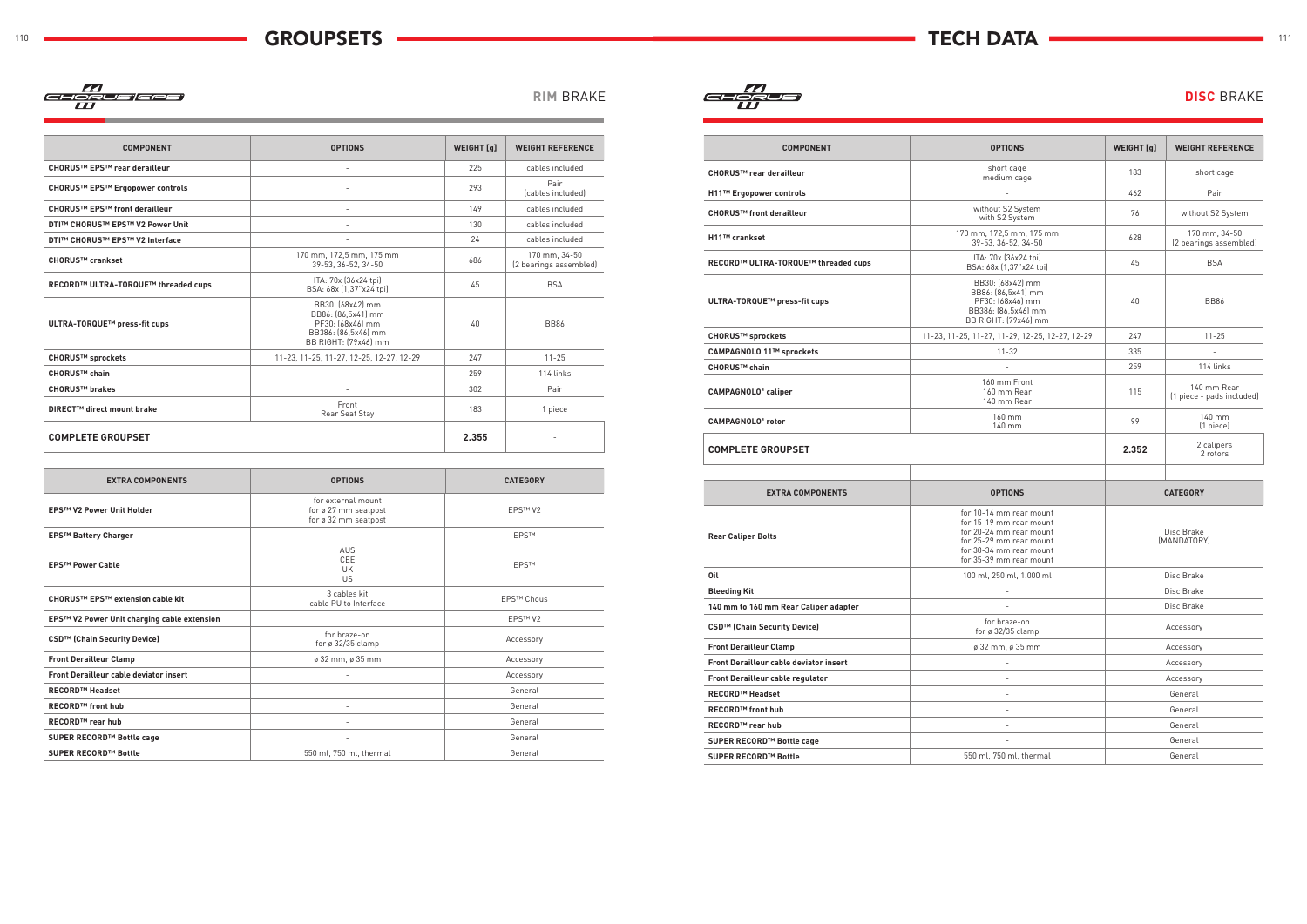# GROUPSETS

# TECH DATA

## CHORUS EPS — RIM BRAKE

| COMPONENT | OPTIONS | WEIGHT [g] | WEIGHT REFERENCE |
|---|---|---|---|
| CHORUS™ EPS™ rear derailleur | - | 225 | cables included |
| CHORUS™ EPS™ Ergopower controls | - | 293 | Pair (cables included) |
| CHORUS™ EPS™ front derailleur | - | 149 | cables included |
| DTI™ CHORUS™ EPS™ V2 Power Unit | - | 130 | cables included |
| DTI™ CHORUS™ EPS™ V2 Interface | - | 24 | cables included |
| CHORUS™ crankset | 170 mm, 172,5 mm, 175 mm<br>39-53, 36-52, 34-50 | 686 | 170 mm, 34-50<br>(2 bearings assembled) |
| RECORD™ ULTRA-TORQUE™ threaded cups | ITA: 70x (36x24 tpi)<br>BSA: 68x (1,37"x24 tpi) | 45 | BSA |
| ULTRA-TORQUE™ press-fit cups | BB30: (68x42) mm<br>BB86: (86,5x41) mm<br>PF30: (68x46) mm<br>BB386: (86,5x46) mm<br>BB RIGHT: (79x46) mm | 40 | BB86 |
| CHORUS™ sprockets | 11-23, 11-25, 11-27, 12-25, 12-27, 12-29 | 247 | 11-25 |
| CHORUS™ chain | - | 259 | 114 links |
| CHORUS™ brakes | - | 302 | Pair |
| DIRECT™ direct mount brake | Front<br>Rear Seat Stay | 183 | 1 piece |
| **COMPLETE GROUPSET** | | **2.355** | - |

| EXTRA COMPONENTS | OPTIONS | CATEGORY |
|---|---|---|
| EPS™ V2 Power Unit Holder | for external mount<br>for ø 27 mm seatpost<br>for ø 32 mm seatpost | EPS™ V2 |
| EPS™ Battery Charger | - | EPS™ |
| EPS™ Power Cable | AUS<br>CEE<br>UK<br>US | EPS™ |
| CHORUS™ EPS™ extension cable kit | 3 cables kit<br>cable PU to Interface | EPS™ Chous |
| EPS™ V2 Power Unit charging cable extension | | EPS™ V2 |
| CSD™ (Chain Security Device) | for braze-on<br>for ø 32/35 clamp | Accessory |
| Front Derailleur Clamp | ø 32 mm, ø 35 mm | Accessory |
| Front Derailleur cable deviator insert | - | Accessory |
| RECORD™ Headset | - | General |
| RECORD™ front hub | - | General |
| RECORD™ rear hub | - | General |
| SUPER RECORD™ Bottle cage | - | General |
| SUPER RECORD™ Bottle | 550 ml, 750 ml, thermal | General |

## CHORUS — DISC BRAKE

| COMPONENT | OPTIONS | WEIGHT [g] | WEIGHT REFERENCE |
|---|---|---|---|
| CHORUS™ rear derailleur | short cage<br>medium cage | 183 | short cage |
| H11™ Ergopower controls | - | 462 | Pair |
| CHORUS™ front derailleur | without S2 System<br>with S2 System | 76 | without S2 System |
| H11™ crankset | 170 mm, 172,5 mm, 175 mm<br>39-53, 36-52, 34-50 | 628 | 170 mm, 34-50<br>(2 bearings assembled) |
| RECORD™ ULTRA-TORQUE™ threaded cups | ITA: 70x (36x24 tpi)<br>BSA: 68x (1,37"x24 tpi) | 45 | BSA |
| ULTRA-TORQUE™ press-fit cups | BB30: (68x42) mm<br>BB86: (86,5x41) mm<br>PF30: (68x46) mm<br>BB386: (86,5x46) mm<br>BB RIGHT: (79x46) mm | 40 | BB86 |
| CHORUS™ sprockets | 11-23, 11-25, 11-27, 11-29, 12-25, 12-27, 12-29 | 247 | 11-25 |
| CAMPAGNOLO 11™ sprockets | 11-32 | 335 | - |
| CHORUS™ chain | - | 259 | 114 links |
| CAMPAGNOLO® caliper | 160 mm Front<br>160 mm Rear<br>140 mm Rear | 115 | 140 mm Rear<br>(1 piece - pads included) |
| CAMPAGNOLO® rotor | 160 mm<br>140 mm | 99 | 140 mm<br>(1 piece) |
| **COMPLETE GROUPSET** | | **2.352** | 2 calipers<br>2 rotors |

| EXTRA COMPONENTS | OPTIONS | CATEGORY |
|---|---|---|
| Rear Caliper Bolts | for 10-14 mm rear mount<br>for 15-19 mm rear mount<br>for 20-24 mm rear mount<br>for 25-29 mm rear mount<br>for 30-34 mm rear mount<br>for 35-39 mm rear mount | Disc Brake<br>(MANDATORY) |
| Oil | 100 ml, 250 ml, 1.000 ml | Disc Brake |
| Bleeding Kit | - | Disc Brake |
| 140 mm to 160 mm Rear Caliper adapter | - | Disc Brake |
| CSD™ (Chain Security Device) | for braze-on<br>for ø 32/35 clamp | Accessory |
| Front Derailleur Clamp | ø 32 mm, ø 35 mm | Accessory |
| Front Derailleur cable deviator insert | - | Accessory |
| Front Derailleur cable regulator | - | Accessory |
| RECORD™ Headset | - | General |
| RECORD™ front hub | - | General |
| RECORD™ rear hub | - | General |
| SUPER RECORD™ Bottle cage | - | General |
| SUPER RECORD™ Bottle | 550 ml, 750 ml, thermal | General |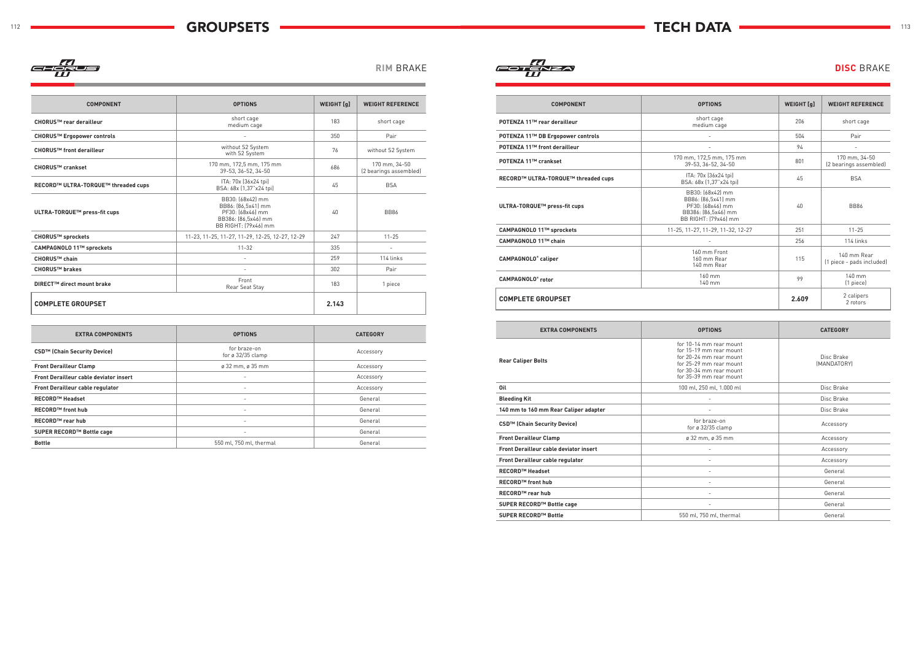# GROUPSETS

## CHORUS 11 — RIM BRAKE

| COMPONENT | OPTIONS | WEIGHT [g] | WEIGHT REFERENCE |
| --- | --- | --- | --- |
| CHORUS™ rear derailleur | short cage<br>medium cage | 183 | short cage |
| CHORUS™ Ergopower controls | - | 350 | Pair |
| CHORUS™ front derailleur | without S2 System<br>with S2 System | 76 | without S2 System |
| CHORUS™ crankset | 170 mm, 172,5 mm, 175 mm<br>39-53, 36-52, 34-50 | 686 | 170 mm, 34-50<br>(2 bearings assembled) |
| RECORD™ ULTRA-TORQUE™ threaded cups | ITA: 70x (36x24 tpi)<br>BSA: 68x (1,37"x24 tpi) | 45 | BSA |
| ULTRA-TORQUE™ press-fit cups | BB30: (68x42) mm<br>BB86: (86,5x41) mm<br>PF30: (68x46) mm<br>BB386: (86,5x46) mm<br>BB RIGHT: (79x46) mm | 40 | BB86 |
| CHORUS™ sprockets | 11-23, 11-25, 11-27, 11-29, 12-25, 12-27, 12-29 | 247 | 11-25 |
| CAMPAGNOLO 11™ sprockets | 11-32 | 335 | - |
| CHORUS™ chain | - | 259 | 114 links |
| CHORUS™ brakes | - | 302 | Pair |
| DIRECT™ direct mount brake | Front<br>Rear Seat Stay | 183 | 1 piece |
| **COMPLETE GROUPSET** | | **2.143** | |

| EXTRA COMPONENTS | OPTIONS | CATEGORY |
| --- | --- | --- |
| CSD™ (Chain Security Device) | for braze-on<br>for ø 32/35 clamp | Accessory |
| Front Derailleur Clamp | ø 32 mm, ø 35 mm | Accessory |
| Front Derailleur cable deviator insert | - | Accessory |
| Front Derailleur cable regulator | - | Accessory |
| RECORD™ Headset | - | General |
| RECORD™ front hub | - | General |
| RECORD™ rear hub | - | General |
| SUPER RECORD™ Bottle cage | - | General |
| Bottle | 550 ml, 750 ml, thermal | General |

# TECH DATA

## POTENZA 11 — DISC BRAKE

| COMPONENT | OPTIONS | WEIGHT [g] | WEIGHT REFERENCE |
| --- | --- | --- | --- |
| POTENZA 11™ rear derailleur | short cage<br>medium cage | 206 | short cage |
| POTENZA 11™ DB Ergopower controls | - | 504 | Pair |
| POTENZA 11™ front derailleur | - | 94 | - |
| POTENZA 11™ crankset | 170 mm, 172,5 mm, 175 mm<br>39-53, 36-52, 34-50 | 801 | 170 mm, 34-50<br>(2 bearings assembled) |
| RECORD™ ULTRA-TORQUE™ threaded cups | ITA: 70x (36x24 tpi)<br>BSA: 68x (1,37"x24 tpi) | 45 | BSA |
| ULTRA-TORQUE™ press-fit cups | BB30: (68x42) mm<br>BB86: (86,5x41) mm<br>PF30: (68x46) mm<br>BB386: (86,5x46) mm<br>BB RIGHT: (79x46) mm | 40 | BB86 |
| CAMPAGNOLO 11™ sprockets | 11-25, 11-27, 11-29, 11-32, 12-27 | 251 | 11-25 |
| CAMPAGNOLO 11™ chain | - | 256 | 114 links |
| CAMPAGNOLO® caliper | 160 mm Front<br>160 mm Rear<br>140 mm Rear | 115 | 140 mm Rear<br>(1 piece - pads included) |
| CAMPAGNOLO® rotor | 160 mm<br>140 mm | 99 | 140 mm<br>(1 piece) |
| **COMPLETE GROUPSET** | | **2.609** | 2 calipers<br>2 rotors |

| EXTRA COMPONENTS | OPTIONS | CATEGORY |
| --- | --- | --- |
| Rear Caliper Bolts | for 10-14 mm rear mount<br>for 15-19 mm rear mount<br>for 20-24 mm rear mount<br>for 25-29 mm rear mount<br>for 30-34 mm rear mount<br>for 35-39 mm rear mount | Disc Brake<br>(MANDATORY) |
| Oil | 100 ml, 250 ml, 1.000 ml | Disc Brake |
| Bleeding Kit | - | Disc Brake |
| 140 mm to 160 mm Rear Caliper adapter | - | Disc Brake |
| CSD™ (Chain Security Device) | for braze-on<br>for ø 32/35 clamp | Accessory |
| Front Derailleur Clamp | ø 32 mm, ø 35 mm | Accessory |
| Front Derailleur cable deviator insert | - | Accessory |
| Front Derailleur cable regulator | - | Accessory |
| RECORD™ Headset | - | General |
| RECORD™ front hub | - | General |
| RECORD™ rear hub | - | General |
| SUPER RECORD™ Bottle cage | - | General |
| SUPER RECORD™ Bottle | 550 ml, 750 ml, thermal | General |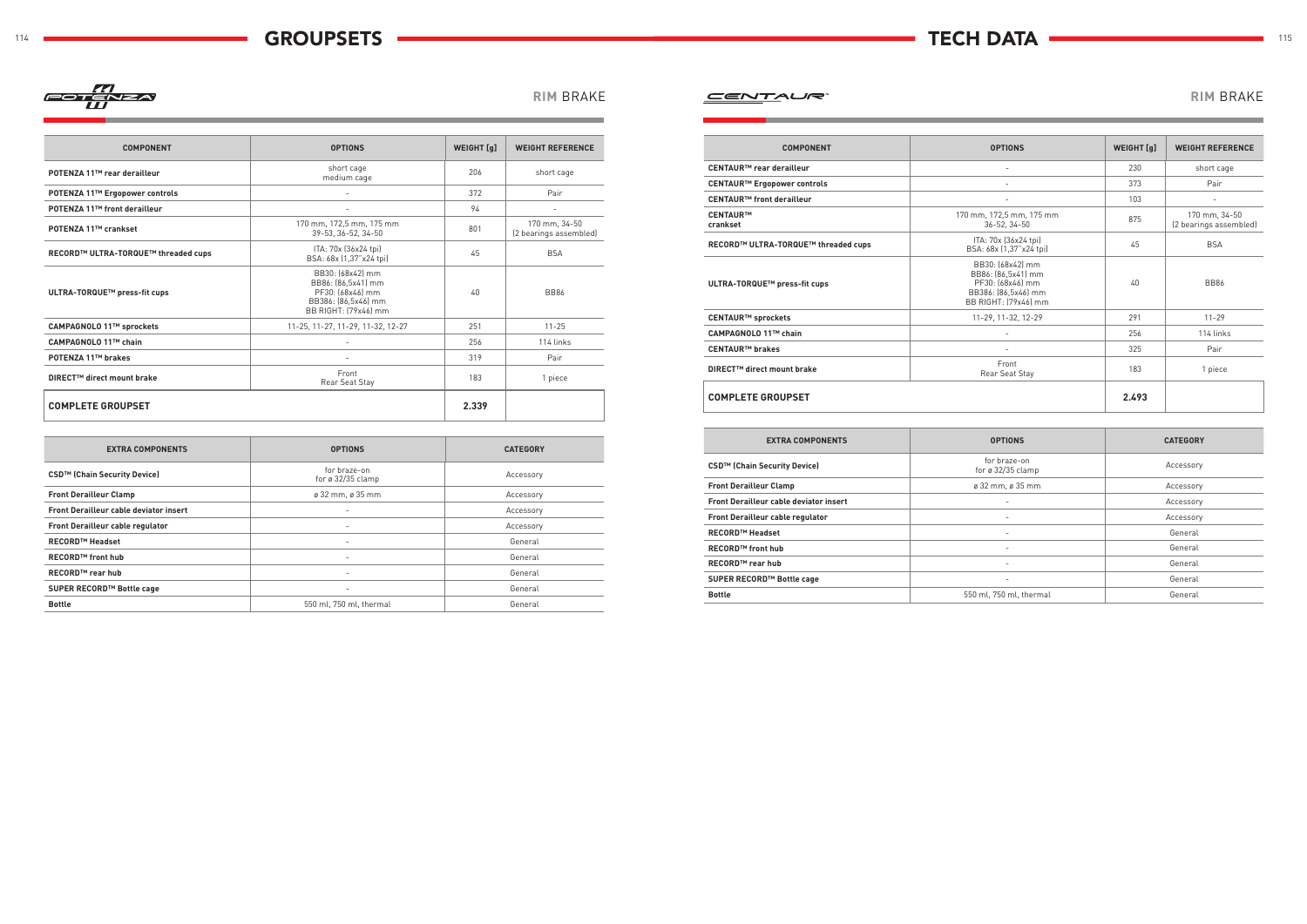# GROUPSETS

## POTENZA 11 — RIM BRAKE

| COMPONENT | OPTIONS | WEIGHT [g] | WEIGHT REFERENCE |
|---|---|---|---|
| **POTENZA 11™ rear derailleur** | short cage<br>medium cage | 206 | short cage |
| **POTENZA 11™ Ergopower controls** | - | 372 | Pair |
| **POTENZA 11™ front derailleur** | - | 94 | - |
| **POTENZA 11™ crankset** | 170 mm, 172,5 mm, 175 mm<br>39-53, 36-52, 34-50 | 801 | 170 mm, 34-50<br>(2 bearings assembled) |
| **RECORD™ ULTRA-TORQUE™ threaded cups** | ITA: 70x (36x24 tpi)<br>BSA: 68x (1,37"x24 tpi) | 45 | BSA |
| **ULTRA-TORQUE™ press-fit cups** | BB30: (68x42) mm<br>BB86: (86,5x41) mm<br>PF30: (68x46) mm<br>BB386: (86,5x46) mm<br>BB RIGHT: (79x46) mm | 40 | BB86 |
| **CAMPAGNOLO 11™ sprockets** | 11-25, 11-27, 11-29, 11-32, 12-27 | 251 | 11-25 |
| **CAMPAGNOLO 11™ chain** | - | 256 | 114 links |
| **POTENZA 11™ brakes** | - | 319 | Pair |
| **DIRECT™ direct mount brake** | Front<br>Rear Seat Stay | 183 | 1 piece |
| **COMPLETE GROUPSET** | | **2.339** | |

| EXTRA COMPONENTS | OPTIONS | CATEGORY |
|---|---|---|
| **CSD™ (Chain Security Device)** | for braze-on<br>for ø 32/35 clamp | Accessory |
| **Front Derailleur Clamp** | ø 32 mm, ø 35 mm | Accessory |
| **Front Derailleur cable deviator insert** | - | Accessory |
| **Front Derailleur cable regulator** | - | Accessory |
| **RECORD™ Headset** | - | General |
| **RECORD™ front hub** | - | General |
| **RECORD™ rear hub** | - | General |
| **SUPER RECORD™ Bottle cage** | - | General |
| **Bottle** | 550 ml, 750 ml, thermal | General |

# TECH DATA

## CENTAUR — RIM BRAKE

| COMPONENT | OPTIONS | WEIGHT [g] | WEIGHT REFERENCE |
|---|---|---|---|
| **CENTAUR™ rear derailleur** | - | 230 | short cage |
| **CENTAUR™ Ergopower controls** | - | 373 | Pair |
| **CENTAUR™ front derailleur** | - | 103 | - |
| **CENTAUR™ crankset** | 170 mm, 172,5 mm, 175 mm<br>36-52, 34-50 | 875 | 170 mm, 34-50<br>(2 bearings assembled) |
| **RECORD™ ULTRA-TORQUE™ threaded cups** | ITA: 70x (36x24 tpi)<br>BSA: 68x (1,37"x24 tpi) | 45 | BSA |
| **ULTRA-TORQUE™ press-fit cups** | BB30: (68x42) mm<br>BB86: (86,5x41) mm<br>PF30: (68x46) mm<br>BB386: (86,5x46) mm<br>BB RIGHT: (79x46) mm | 40 | BB86 |
| **CENTAUR™ sprockets** | 11-29, 11-32, 12-29 | 291 | 11-29 |
| **CAMPAGNOLO 11™ chain** | - | 256 | 114 links |
| **CENTAUR™ brakes** | - | 325 | Pair |
| **DIRECT™ direct mount brake** | Front<br>Rear Seat Stay | 183 | 1 piece |
| **COMPLETE GROUPSET** | | **2.493** | |

| EXTRA COMPONENTS | OPTIONS | CATEGORY |
|---|---|---|
| **CSD™ (Chain Security Device)** | for braze-on<br>for ø 32/35 clamp | Accessory |
| **Front Derailleur Clamp** | ø 32 mm, ø 35 mm | Accessory |
| **Front Derailleur cable deviator insert** | - | Accessory |
| **Front Derailleur cable regulator** | - | Accessory |
| **RECORD™ Headset** | - | General |
| **RECORD™ front hub** | - | General |
| **RECORD™ rear hub** | - | General |
| **SUPER RECORD™ Bottle cage** | - | General |
| **Bottle** | 550 ml, 750 ml, thermal | General |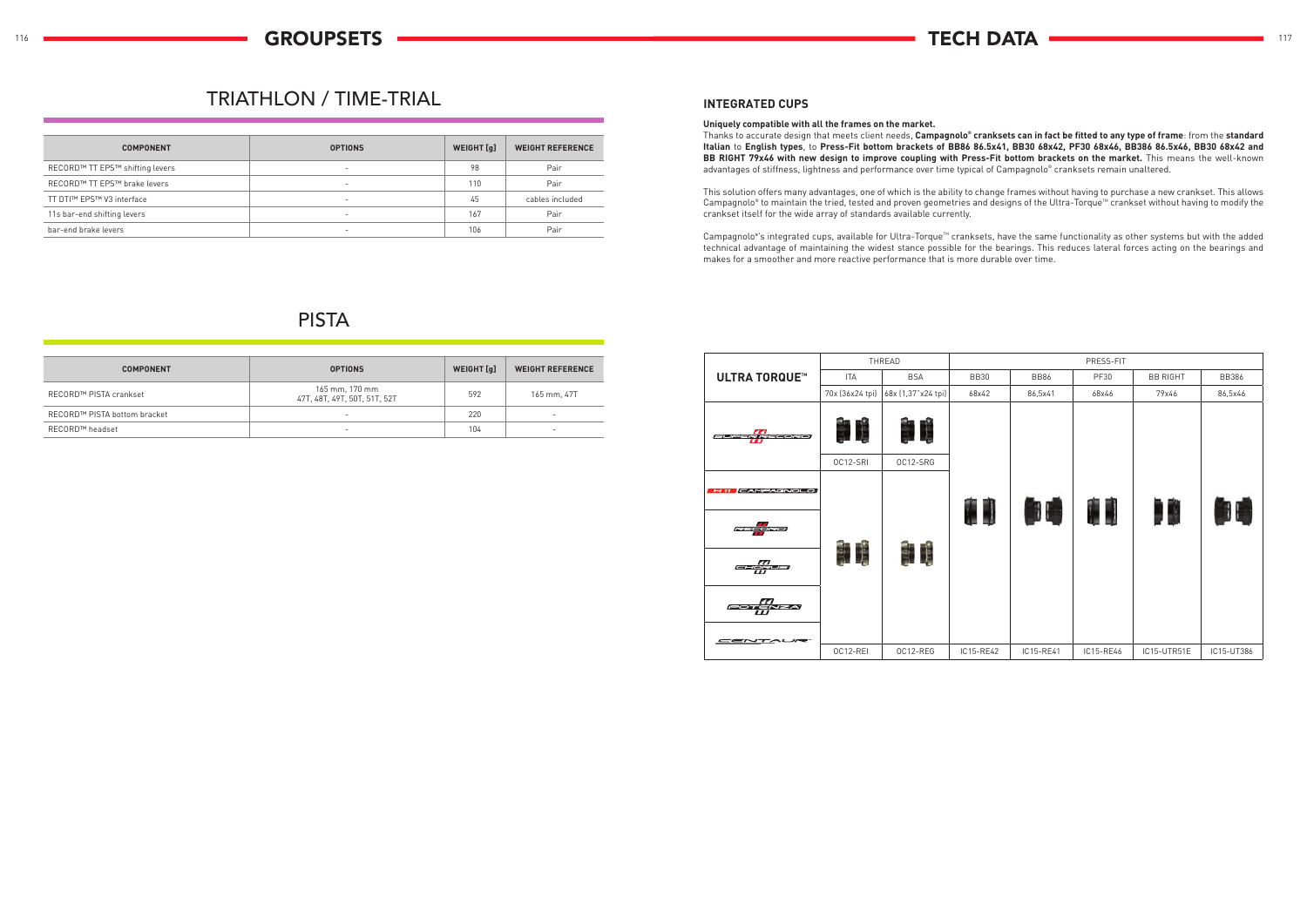# TRIATHLON / TIME-TRIAL

| COMPONENT | OPTIONS | WEIGHT [g] | WEIGHT REFERENCE |
|---|---|---|---|
| RECORD™ TT EPS™ shifting levers | - | 98 | Pair |
| RECORD™ TT EPS™ brake levers | - | 110 | Pair |
| TT DTI™ EPS™ V3 interface | - | 45 | cables included |
| 11s bar-end shifting levers | - | 167 | Pair |
| bar-end brake levers | - | 106 | Pair |

# PISTA

| COMPONENT | OPTIONS | WEIGHT [g] | WEIGHT REFERENCE |
|---|---|---|---|
| RECORD™ PISTA crankset | 165 mm, 170 mm 47T, 48T, 49T, 50T, 51T, 52T | 592 | 165 mm, 47T |
| RECORD™ PISTA bottom bracket | - | 220 | - |
| RECORD™ headset | - | 104 | - |

## INTEGRATED CUPS

**Uniquely compatible with all the frames on the market.**

Thanks to accurate design that meets client needs, **Campagnolo® cranksets can in fact be fitted to any type of frame**: from the **standard Italian** to **English types**, to **Press-Fit bottom brackets of BB86 86.5x41, BB30 68x42, PF30 68x46, BB386 86.5x46, BB30 68x42 and BB RIGHT 79x46 with new design to improve coupling with Press-Fit bottom brackets on the market.** This means the well-known advantages of stiffness, lightness and performance over time typical of Campagnolo® cranksets remain unaltered.

This solution offers many advantages, one of which is the ability to change frames without having to purchase a new crankset. This allows Campagnolo® to maintain the tried, tested and proven geometries and designs of the Ultra-Torque™ crankset without having to modify the crankset itself for the wide array of standards available currently.

Campagnolo®'s integrated cups, available for Ultra-Torque™ cranksets, have the same functionality as other systems but with the added technical advantage of maintaining the widest stance possible for the bearings. This reduces lateral forces acting on the bearings and makes for a smoother and more reactive performance that is more durable over time.

| ULTRA TORQUE™ | THREAD | | PRESS-FIT | | | | |
|---|---|---|---|---|---|---|---|
| | ITA | BSA | BB30 | BB86 | PF30 | BB RIGHT | BB386 |
| | 70x (36x24 tpi) | 68x (1,37"x24 tpi) | 68x42 | 86,5x41 | 68x46 | 79x46 | 86,5x46 |
| SUPER RECORD | OC12-SRI | OC12-SRG | IC15-RE42 | IC15-RE41 | IC15-RE46 | IC15-UTR51E | IC15-UT386 |
| H11 CAMPAGNOLO, RECORD, CHORUS, POTENZA, CENTAUR | OC12-REI | OC12-REG | IC15-RE42 | IC15-RE41 | IC15-RE46 | IC15-UTR51E | IC15-UT386 |